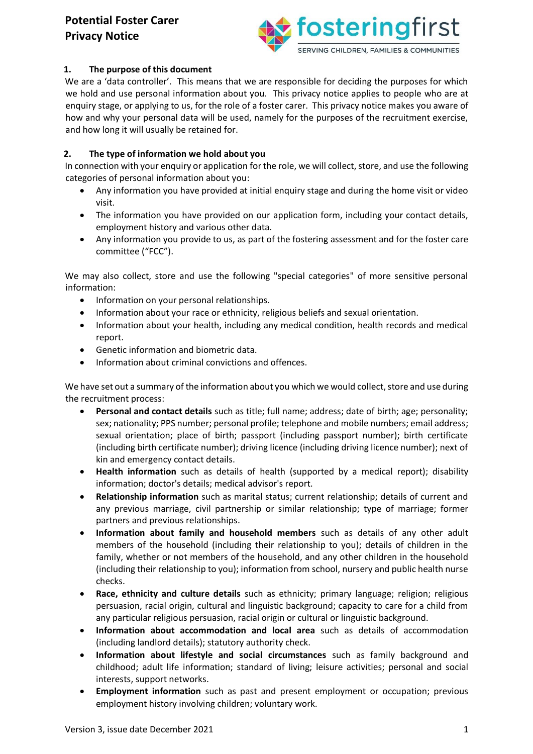# Potential Foster Carer Privacy Notice

fosteringfirst
SERVING CHILDREN, FAMILIES & COMMUNITIES

## 1. The purpose of this document

We are a 'data controller'. This means that we are responsible for deciding the purposes for which we hold and use personal information about you. This privacy notice applies to people who are at enquiry stage, or applying to us, for the role of a foster carer. This privacy notice makes you aware of how and why your personal data will be used, namely for the purposes of the recruitment exercise, and how long it will usually be retained for.

## 2. The type of information we hold about you

In connection with your enquiry or application for the role, we will collect, store, and use the following categories of personal information about you:

- Any information you have provided at initial enquiry stage and during the home visit or video visit.
- The information you have provided on our application form, including your contact details, employment history and various other data.
- Any information you provide to us, as part of the fostering assessment and for the foster care committee ("FCC").

We may also collect, store and use the following "special categories" of more sensitive personal information:

- Information on your personal relationships.
- Information about your race or ethnicity, religious beliefs and sexual orientation.
- Information about your health, including any medical condition, health records and medical report.
- Genetic information and biometric data.
- Information about criminal convictions and offences.

We have set out a summary of the information about you which we would collect, store and use during the recruitment process:

- **Personal and contact details** such as title; full name; address; date of birth; age; personality; sex; nationality; PPS number; personal profile; telephone and mobile numbers; email address; sexual orientation; place of birth; passport (including passport number); birth certificate (including birth certificate number); driving licence (including driving licence number); next of kin and emergency contact details.
- **Health information** such as details of health (supported by a medical report); disability information; doctor's details; medical advisor's report.
- **Relationship information** such as marital status; current relationship; details of current and any previous marriage, civil partnership or similar relationship; type of marriage; former partners and previous relationships.
- **Information about family and household members** such as details of any other adult members of the household (including their relationship to you); details of children in the family, whether or not members of the household, and any other children in the household (including their relationship to you); information from school, nursery and public health nurse checks.
- **Race, ethnicity and culture details** such as ethnicity; primary language; religion; religious persuasion, racial origin, cultural and linguistic background; capacity to care for a child from any particular religious persuasion, racial origin or cultural or linguistic background.
- **Information about accommodation and local area** such as details of accommodation (including landlord details); statutory authority check.
- **Information about lifestyle and social circumstances** such as family background and childhood; adult life information; standard of living; leisure activities; personal and social interests, support networks.
- **Employment information** such as past and present employment or occupation; previous employment history involving children; voluntary work.

Version 3, issue date December 2021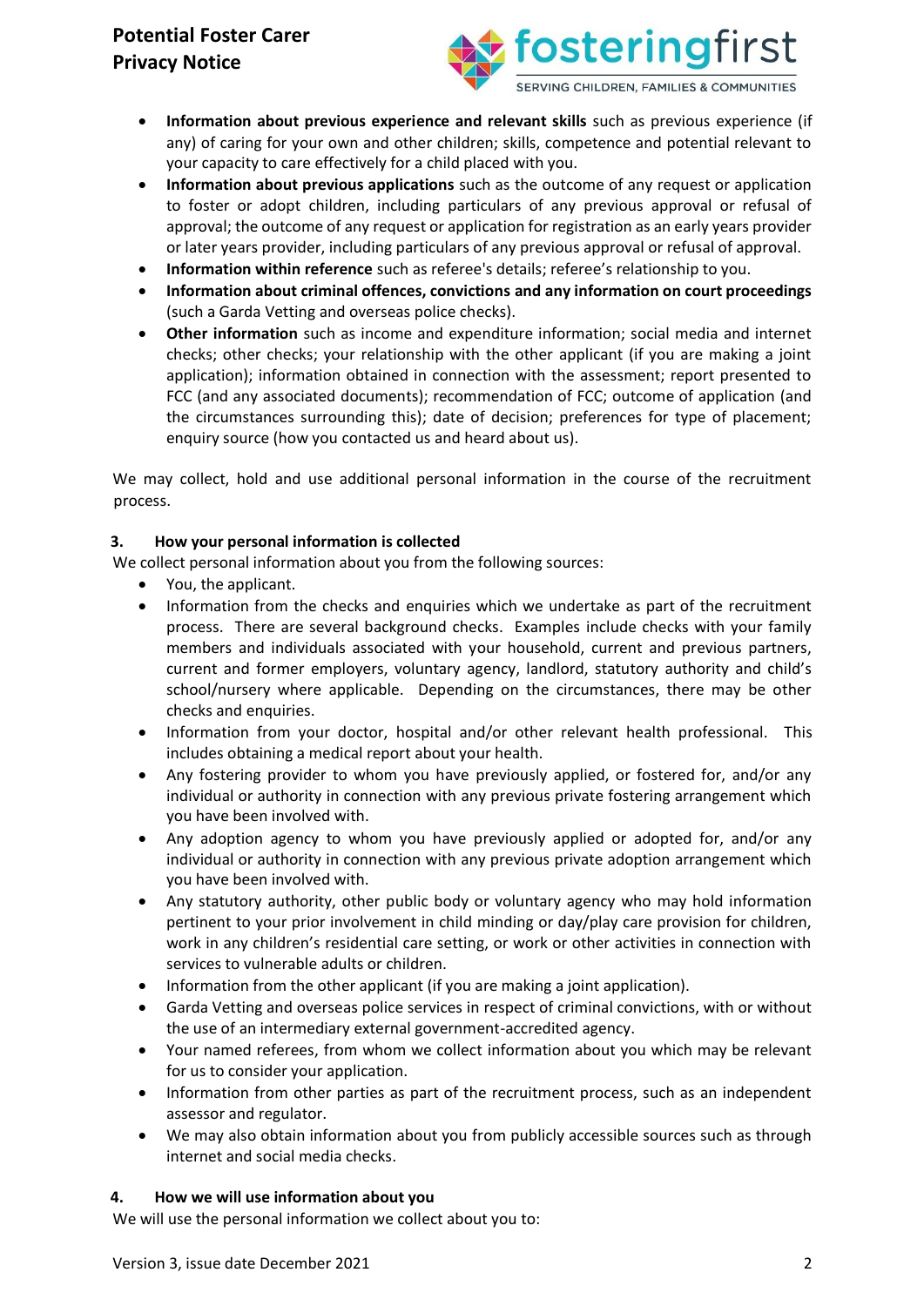- **Information about previous experience and relevant skills** such as previous experience (if any) of caring for your own and other children; skills, competence and potential relevant to your capacity to care effectively for a child placed with you.
- **Information about previous applications** such as the outcome of any request or application to foster or adopt children, including particulars of any previous approval or refusal of approval; the outcome of any request or application for registration as an early years provider or later years provider, including particulars of any previous approval or refusal of approval.
- **Information within reference** such as referee's details; referee's relationship to you.
- **Information about criminal offences, convictions and any information on court proceedings** (such a Garda Vetting and overseas police checks).
- **Other information** such as income and expenditure information; social media and internet checks; other checks; your relationship with the other applicant (if you are making a joint application); information obtained in connection with the assessment; report presented to FCC (and any associated documents); recommendation of FCC; outcome of application (and the circumstances surrounding this); date of decision; preferences for type of placement; enquiry source (how you contacted us and heard about us).

We may collect, hold and use additional personal information in the course of the recruitment process.

## 3. How your personal information is collected

We collect personal information about you from the following sources:

- You, the applicant.
- Information from the checks and enquiries which we undertake as part of the recruitment process. There are several background checks. Examples include checks with your family members and individuals associated with your household, current and previous partners, current and former employers, voluntary agency, landlord, statutory authority and child's school/nursery where applicable. Depending on the circumstances, there may be other checks and enquiries.
- Information from your doctor, hospital and/or other relevant health professional. This includes obtaining a medical report about your health.
- Any fostering provider to whom you have previously applied, or fostered for, and/or any individual or authority in connection with any previous private fostering arrangement which you have been involved with.
- Any adoption agency to whom you have previously applied or adopted for, and/or any individual or authority in connection with any previous private adoption arrangement which you have been involved with.
- Any statutory authority, other public body or voluntary agency who may hold information pertinent to your prior involvement in child minding or day/play care provision for children, work in any children's residential care setting, or work or other activities in connection with services to vulnerable adults or children.
- Information from the other applicant (if you are making a joint application).
- Garda Vetting and overseas police services in respect of criminal convictions, with or without the use of an intermediary external government-accredited agency.
- Your named referees, from whom we collect information about you which may be relevant for us to consider your application.
- Information from other parties as part of the recruitment process, such as an independent assessor and regulator.
- We may also obtain information about you from publicly accessible sources such as through internet and social media checks.

## 4. How we will use information about you

We will use the personal information we collect about you to: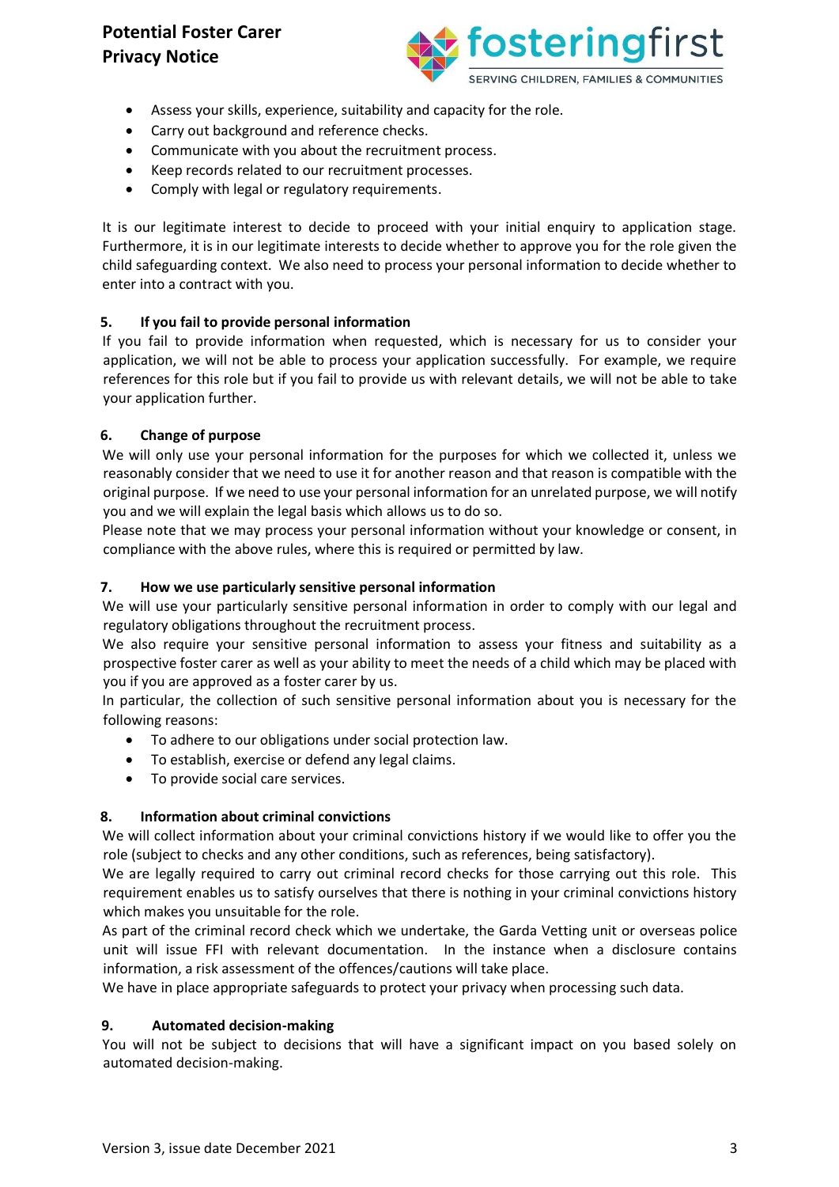- Assess your skills, experience, suitability and capacity for the role.
- Carry out background and reference checks.
- Communicate with you about the recruitment process.
- Keep records related to our recruitment processes.
- Comply with legal or regulatory requirements.

It is our legitimate interest to decide to proceed with your initial enquiry to application stage. Furthermore, it is in our legitimate interests to decide whether to approve you for the role given the child safeguarding context. We also need to process your personal information to decide whether to enter into a contract with you.

## 5. If you fail to provide personal information

If you fail to provide information when requested, which is necessary for us to consider your application, we will not be able to process your application successfully. For example, we require references for this role but if you fail to provide us with relevant details, we will not be able to take your application further.

## 6. Change of purpose

We will only use your personal information for the purposes for which we collected it, unless we reasonably consider that we need to use it for another reason and that reason is compatible with the original purpose. If we need to use your personal information for an unrelated purpose, we will notify you and we will explain the legal basis which allows us to do so.

Please note that we may process your personal information without your knowledge or consent, in compliance with the above rules, where this is required or permitted by law.

## 7. How we use particularly sensitive personal information

We will use your particularly sensitive personal information in order to comply with our legal and regulatory obligations throughout the recruitment process.

We also require your sensitive personal information to assess your fitness and suitability as a prospective foster carer as well as your ability to meet the needs of a child which may be placed with you if you are approved as a foster carer by us.

In particular, the collection of such sensitive personal information about you is necessary for the following reasons:

- To adhere to our obligations under social protection law.
- To establish, exercise or defend any legal claims.
- To provide social care services.

## 8. Information about criminal convictions

We will collect information about your criminal convictions history if we would like to offer you the role (subject to checks and any other conditions, such as references, being satisfactory).

We are legally required to carry out criminal record checks for those carrying out this role. This requirement enables us to satisfy ourselves that there is nothing in your criminal convictions history which makes you unsuitable for the role.

As part of the criminal record check which we undertake, the Garda Vetting unit or overseas police unit will issue FFI with relevant documentation. In the instance when a disclosure contains information, a risk assessment of the offences/cautions will take place.

We have in place appropriate safeguards to protect your privacy when processing such data.

## 9. Automated decision-making

You will not be subject to decisions that will have a significant impact on you based solely on automated decision-making.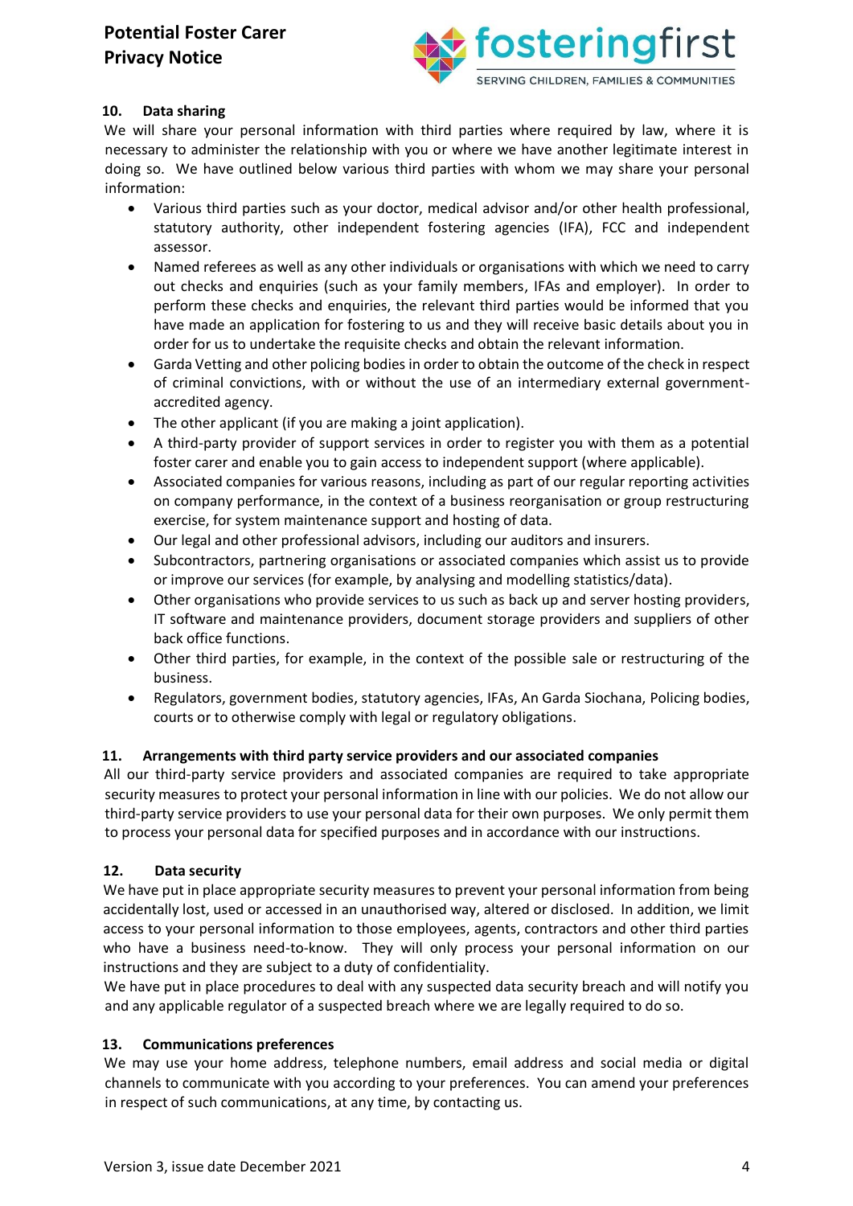## 10. Data sharing

We will share your personal information with third parties where required by law, where it is necessary to administer the relationship with you or where we have another legitimate interest in doing so. We have outlined below various third parties with whom we may share your personal information:

- Various third parties such as your doctor, medical advisor and/or other health professional, statutory authority, other independent fostering agencies (IFA), FCC and independent assessor.
- Named referees as well as any other individuals or organisations with which we need to carry out checks and enquiries (such as your family members, IFAs and employer). In order to perform these checks and enquiries, the relevant third parties would be informed that you have made an application for fostering to us and they will receive basic details about you in order for us to undertake the requisite checks and obtain the relevant information.
- Garda Vetting and other policing bodies in order to obtain the outcome of the check in respect of criminal convictions, with or without the use of an intermediary external government-accredited agency.
- The other applicant (if you are making a joint application).
- A third-party provider of support services in order to register you with them as a potential foster carer and enable you to gain access to independent support (where applicable).
- Associated companies for various reasons, including as part of our regular reporting activities on company performance, in the context of a business reorganisation or group restructuring exercise, for system maintenance support and hosting of data.
- Our legal and other professional advisors, including our auditors and insurers.
- Subcontractors, partnering organisations or associated companies which assist us to provide or improve our services (for example, by analysing and modelling statistics/data).
- Other organisations who provide services to us such as back up and server hosting providers, IT software and maintenance providers, document storage providers and suppliers of other back office functions.
- Other third parties, for example, in the context of the possible sale or restructuring of the business.
- Regulators, government bodies, statutory agencies, IFAs, An Garda Siochana, Policing bodies, courts or to otherwise comply with legal or regulatory obligations.

## 11. Arrangements with third party service providers and our associated companies

All our third-party service providers and associated companies are required to take appropriate security measures to protect your personal information in line with our policies. We do not allow our third-party service providers to use your personal data for their own purposes. We only permit them to process your personal data for specified purposes and in accordance with our instructions.

## 12. Data security

We have put in place appropriate security measures to prevent your personal information from being accidentally lost, used or accessed in an unauthorised way, altered or disclosed. In addition, we limit access to your personal information to those employees, agents, contractors and other third parties who have a business need-to-know. They will only process your personal information on our instructions and they are subject to a duty of confidentiality.

We have put in place procedures to deal with any suspected data security breach and will notify you and any applicable regulator of a suspected breach where we are legally required to do so.

## 13. Communications preferences

We may use your home address, telephone numbers, email address and social media or digital channels to communicate with you according to your preferences. You can amend your preferences in respect of such communications, at any time, by contacting us.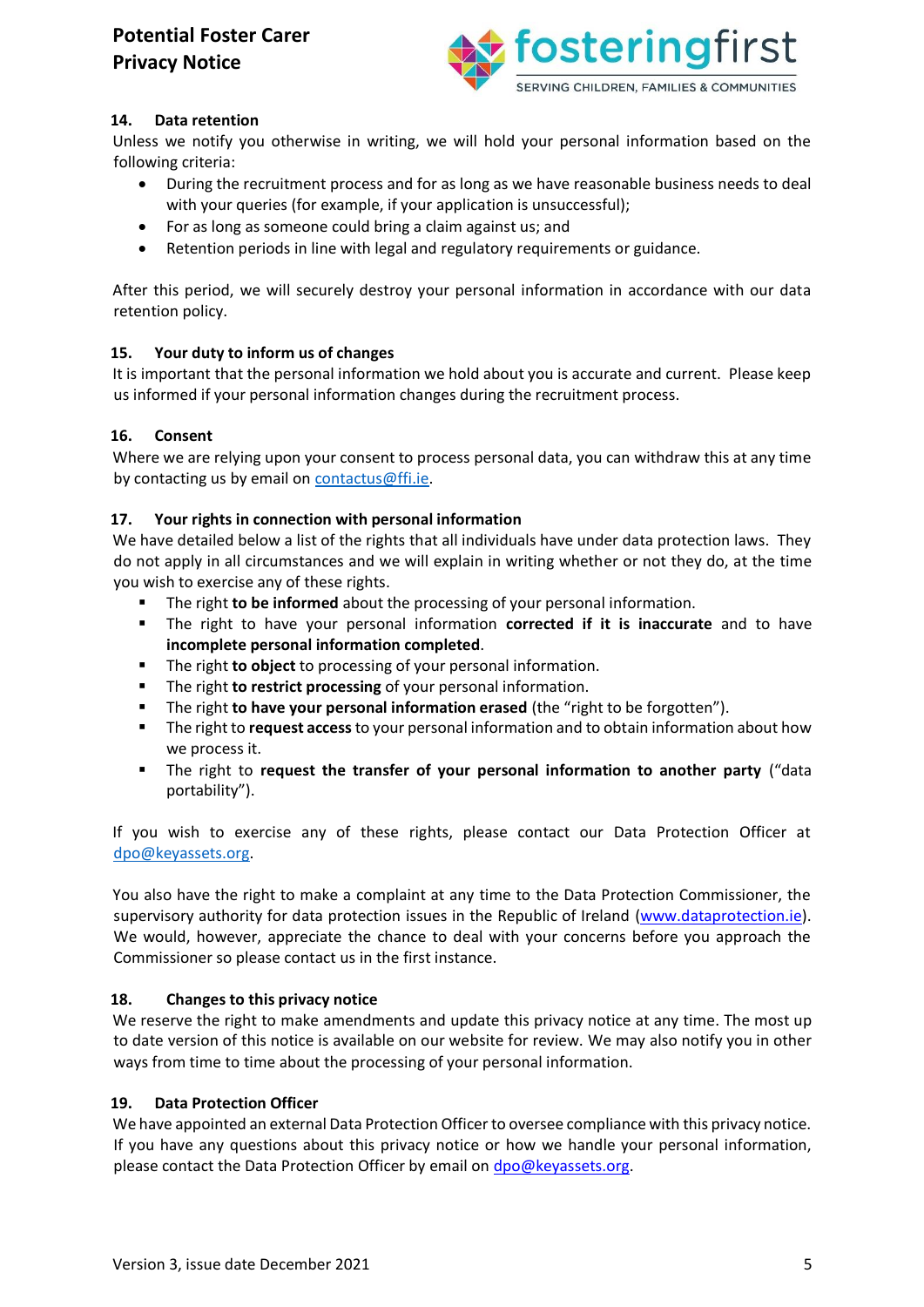## 14. Data retention

Unless we notify you otherwise in writing, we will hold your personal information based on the following criteria:

- During the recruitment process and for as long as we have reasonable business needs to deal with your queries (for example, if your application is unsuccessful);
- For as long as someone could bring a claim against us; and
- Retention periods in line with legal and regulatory requirements or guidance.

After this period, we will securely destroy your personal information in accordance with our data retention policy.

## 15. Your duty to inform us of changes

It is important that the personal information we hold about you is accurate and current. Please keep us informed if your personal information changes during the recruitment process.

## 16. Consent

Where we are relying upon your consent to process personal data, you can withdraw this at any time by contacting us by email on contactus@ffi.ie.

## 17. Your rights in connection with personal information

We have detailed below a list of the rights that all individuals have under data protection laws. They do not apply in all circumstances and we will explain in writing whether or not they do, at the time you wish to exercise any of these rights.

- The right **to be informed** about the processing of your personal information.
- The right to have your personal information **corrected if it is inaccurate** and to have **incomplete personal information completed**.
- The right **to object** to processing of your personal information.
- The right **to restrict processing** of your personal information.
- The right **to have your personal information erased** (the "right to be forgotten").
- The right to **request access** to your personal information and to obtain information about how we process it.
- The right to **request the transfer of your personal information to another party** ("data portability").

If you wish to exercise any of these rights, please contact our Data Protection Officer at dpo@keyassets.org.

You also have the right to make a complaint at any time to the Data Protection Commissioner, the supervisory authority for data protection issues in the Republic of Ireland (www.dataprotection.ie). We would, however, appreciate the chance to deal with your concerns before you approach the Commissioner so please contact us in the first instance.

## 18. Changes to this privacy notice

We reserve the right to make amendments and update this privacy notice at any time. The most up to date version of this notice is available on our website for review. We may also notify you in other ways from time to time about the processing of your personal information.

## 19. Data Protection Officer

We have appointed an external Data Protection Officer to oversee compliance with this privacy notice. If you have any questions about this privacy notice or how we handle your personal information, please contact the Data Protection Officer by email on dpo@keyassets.org.

Version 3, issue date December 2021